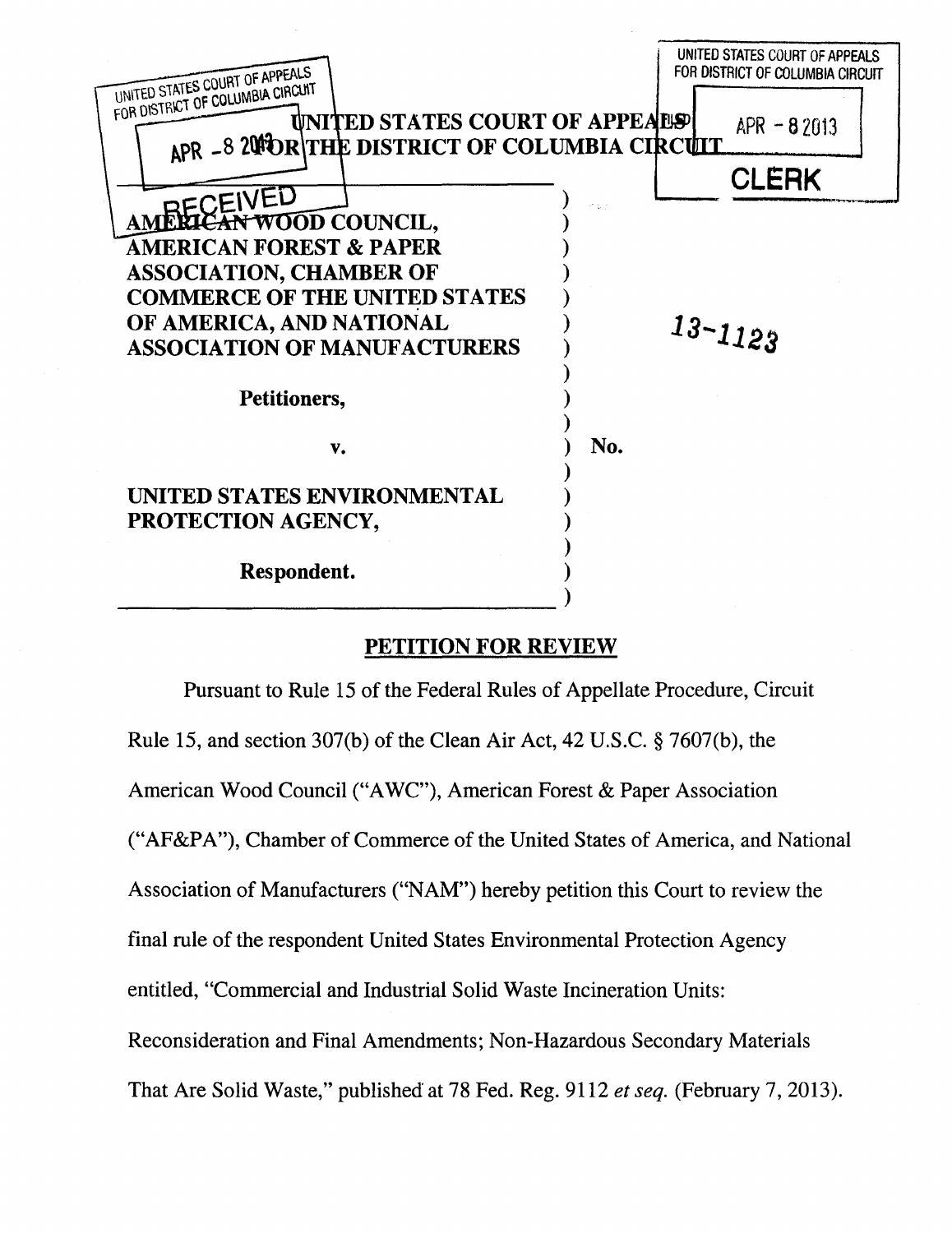UNITED STATES COURT OF APPEALS FOR DISTRICT OF COLUMBIA CIRCUIT

APR - 8 2013

RECEIVED

UNITED STATES COURT OF APPEALS FOR DISTRICT OF COLUMBIA CIRCUIT

FILED APR - 8 2013

CLERK

**UNITED STATES COURT OF APPEALS FOR THE DISTRICT OF COLUMBIA CIRCUIT**

| | | |
|---|---|---|
| **AMERICAN WOOD COUNCIL, AMERICAN FOREST & PAPER ASSOCIATION, CHAMBER OF COMMERCE OF THE UNITED STATES OF AMERICA, AND NATIONAL ASSOCIATION OF MANUFACTURERS** | ) | 13-1123 |
| **Petitioners,** | ) | |
| **v.** | ) | **No.** |
| **UNITED STATES ENVIRONMENTAL PROTECTION AGENCY,** | ) | |
| **Respondent.** | ) | |

## PETITION FOR REVIEW

Pursuant to Rule 15 of the Federal Rules of Appellate Procedure, Circuit Rule 15, and section 307(b) of the Clean Air Act, 42 U.S.C. § 7607(b), the American Wood Council ("AWC"), American Forest & Paper Association ("AF&PA"), Chamber of Commerce of the United States of America, and National Association of Manufacturers ("NAM") hereby petition this Court to review the final rule of the respondent United States Environmental Protection Agency entitled, "Commercial and Industrial Solid Waste Incineration Units: Reconsideration and Final Amendments; Non-Hazardous Secondary Materials That Are Solid Waste," published at 78 Fed. Reg. 9112 *et seq.* (February 7, 2013).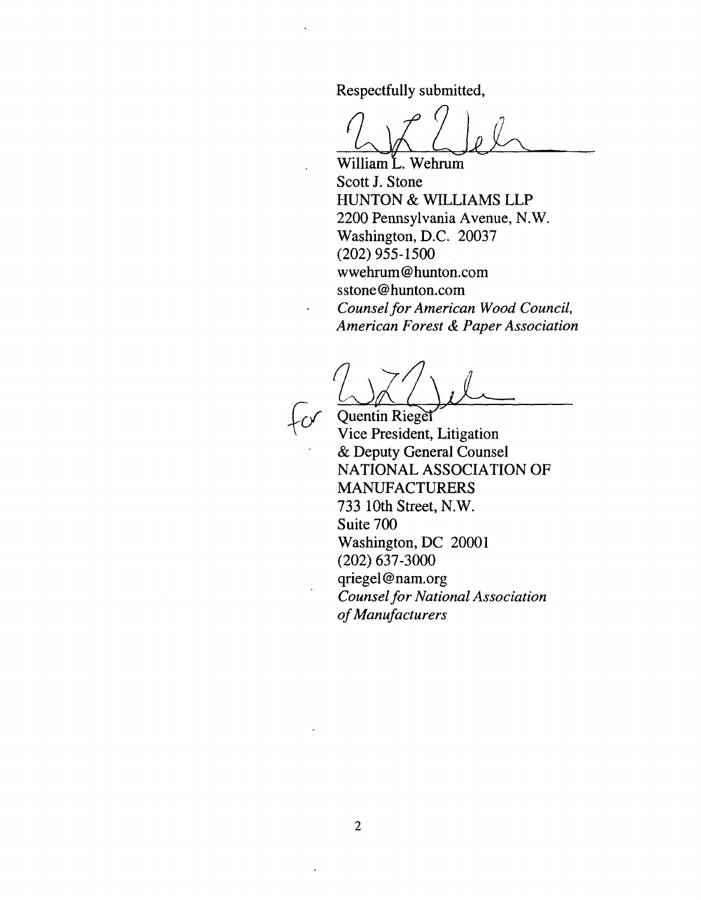Respectfully submitted,

William L. Wehrum
Scott J. Stone
HUNTON & WILLIAMS LLP
2200 Pennsylvania Avenue, N.W.
Washington, D.C. 20037
(202) 955-1500
wwehrum@hunton.com
sstone@hunton.com
*Counsel for American Wood Council, American Forest & Paper Association*

for Quentin Riegel
Vice President, Litigation
& Deputy General Counsel
NATIONAL ASSOCIATION OF MANUFACTURERS
733 10th Street, N.W.
Suite 700
Washington, DC 20001
(202) 637-3000
qriegel@nam.org
*Counsel for National Association of Manufacturers*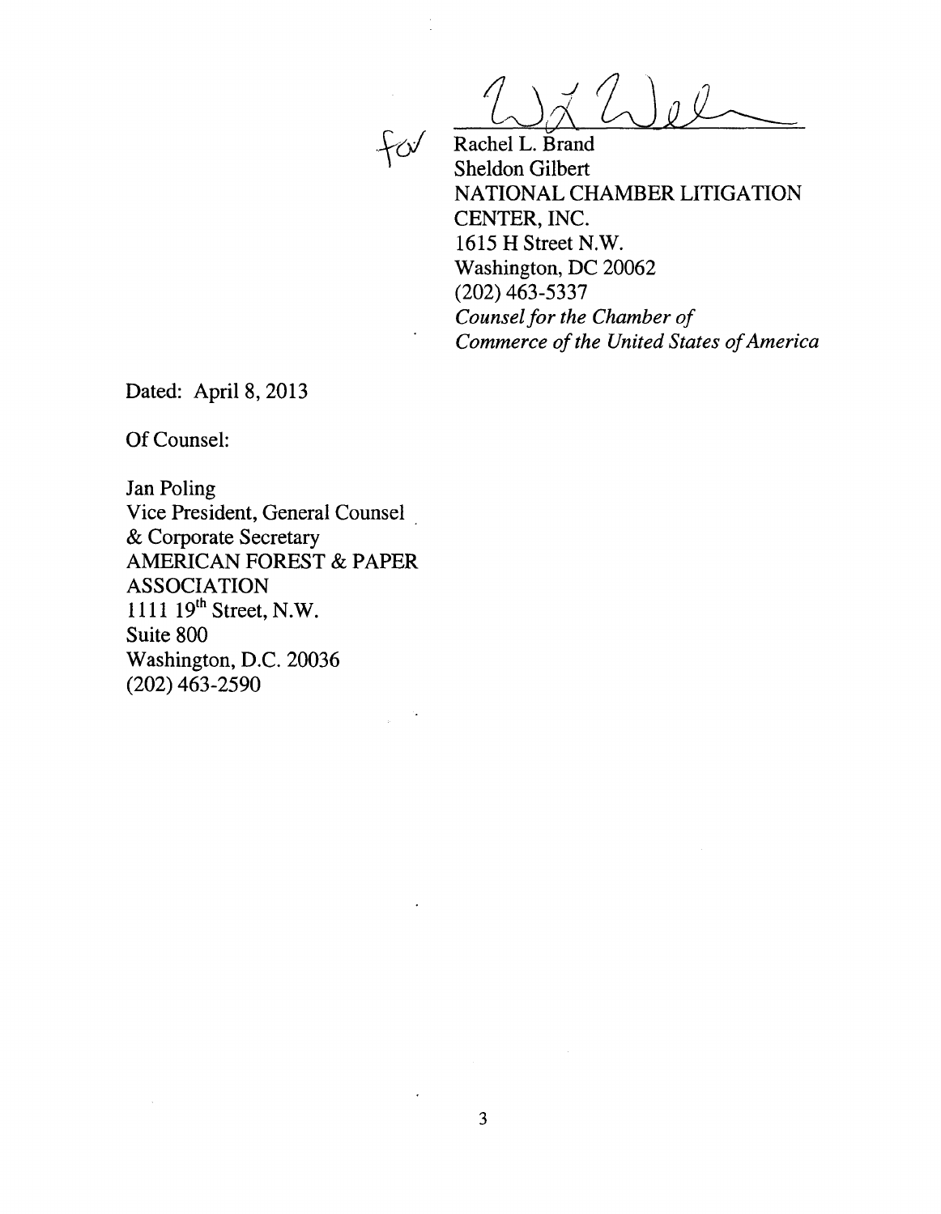for Rachel L. Brand
Sheldon Gilbert
NATIONAL CHAMBER LITIGATION CENTER, INC.
1615 H Street N.W.
Washington, DC 20062
(202) 463-5337
*Counsel for the Chamber of Commerce of the United States of America*

Dated: April 8, 2013

Of Counsel:

Jan Poling
Vice President, General Counsel & Corporate Secretary
AMERICAN FOREST & PAPER ASSOCIATION
1111 19th Street, N.W.
Suite 800
Washington, D.C. 20036
(202) 463-2590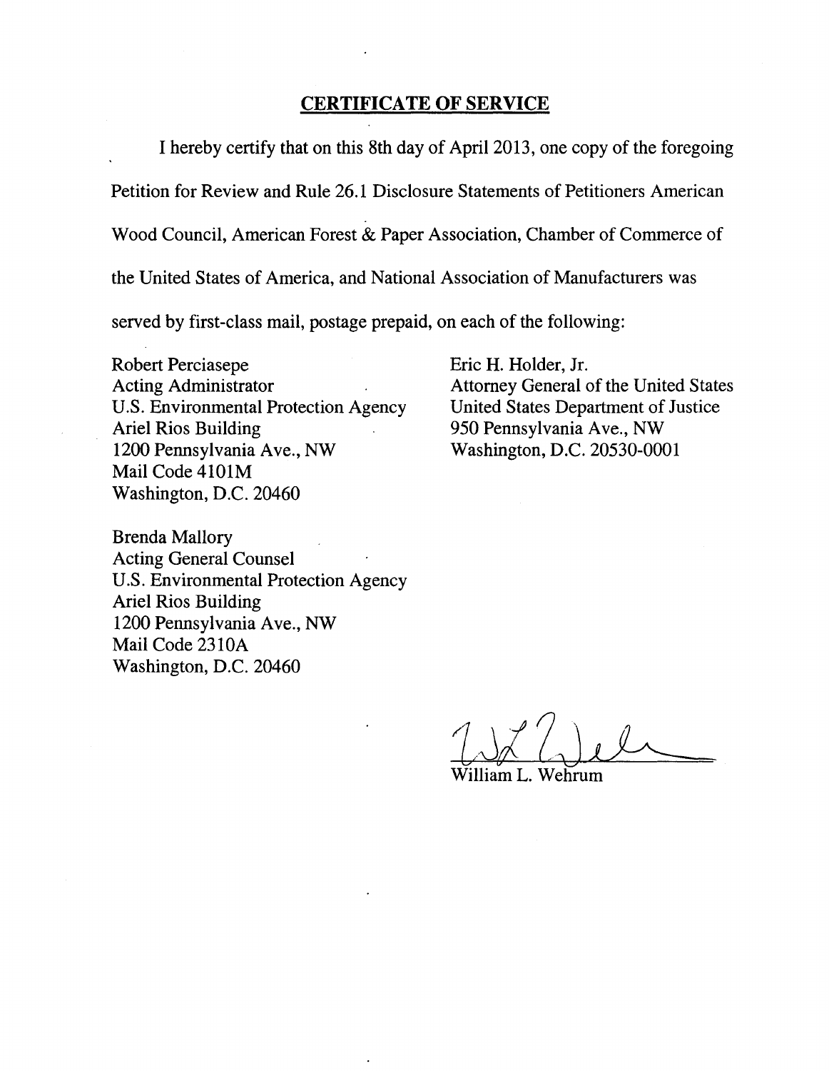## CERTIFICATE OF SERVICE

I hereby certify that on this 8th day of April 2013, one copy of the foregoing Petition for Review and Rule 26.1 Disclosure Statements of Petitioners American Wood Council, American Forest & Paper Association, Chamber of Commerce of the United States of America, and National Association of Manufacturers was served by first-class mail, postage prepaid, on each of the following:

Robert Perciasepe
Acting Administrator
U.S. Environmental Protection Agency
Ariel Rios Building
1200 Pennsylvania Ave., NW
Mail Code 4101M
Washington, D.C. 20460

Eric H. Holder, Jr.
Attorney General of the United States
United States Department of Justice
950 Pennsylvania Ave., NW
Washington, D.C. 20530-0001

Brenda Mallory
Acting General Counsel
U.S. Environmental Protection Agency
Ariel Rios Building
1200 Pennsylvania Ave., NW
Mail Code 2310A
Washington, D.C. 20460

William L. Wehrum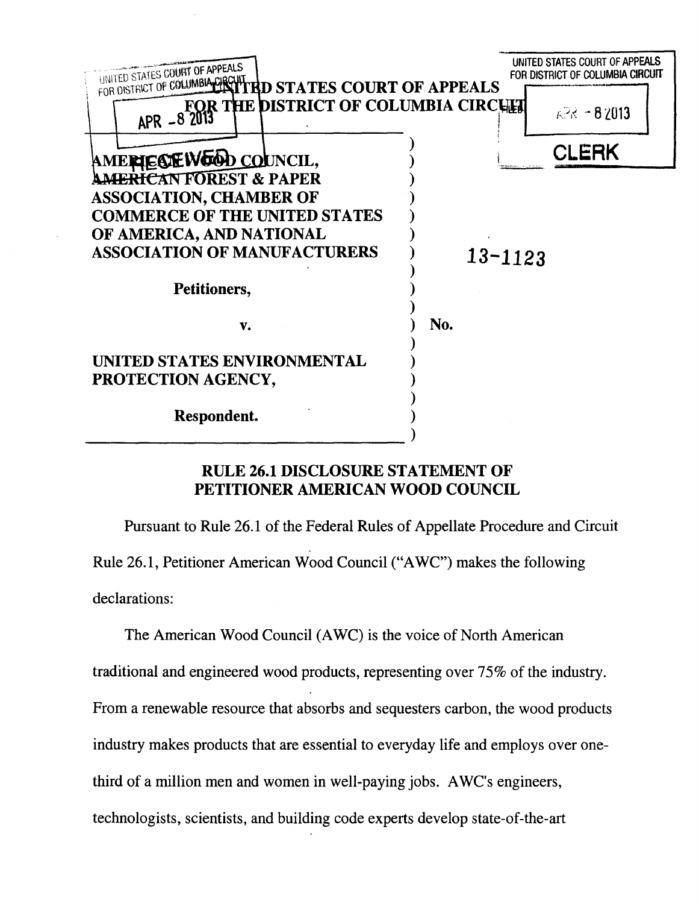UNITED STATES COURT OF APPEALS FOR THE DISTRICT OF COLUMBIA CIRCUIT

UNITED STATES COURT OF APPEALS FOR DISTRICT OF COLUMBIA CIRCUIT
APR - 8 2013
RECEIVED

UNITED STATES COURT OF APPEALS FOR DISTRICT OF COLUMBIA CIRCUIT
FILED APR - 8 2013
CLERK

| | |
|---|---|
| AMERICAN WOOD COUNCIL, AMERICAN FOREST & PAPER ASSOCIATION, CHAMBER OF COMMERCE OF THE UNITED STATES OF AMERICA, AND NATIONAL ASSOCIATION OF MANUFACTURERS | 13-1123 |
| Petitioners, | |
| v. | No. |
| UNITED STATES ENVIRONMENTAL PROTECTION AGENCY, | |
| Respondent. | |

## RULE 26.1 DISCLOSURE STATEMENT OF PETITIONER AMERICAN WOOD COUNCIL

Pursuant to Rule 26.1 of the Federal Rules of Appellate Procedure and Circuit Rule 26.1, Petitioner American Wood Council ("AWC") makes the following declarations:

The American Wood Council (AWC) is the voice of North American traditional and engineered wood products, representing over 75% of the industry. From a renewable resource that absorbs and sequesters carbon, the wood products industry makes products that are essential to everyday life and employs over one-third of a million men and women in well-paying jobs. AWC's engineers, technologists, scientists, and building code experts develop state-of-the-art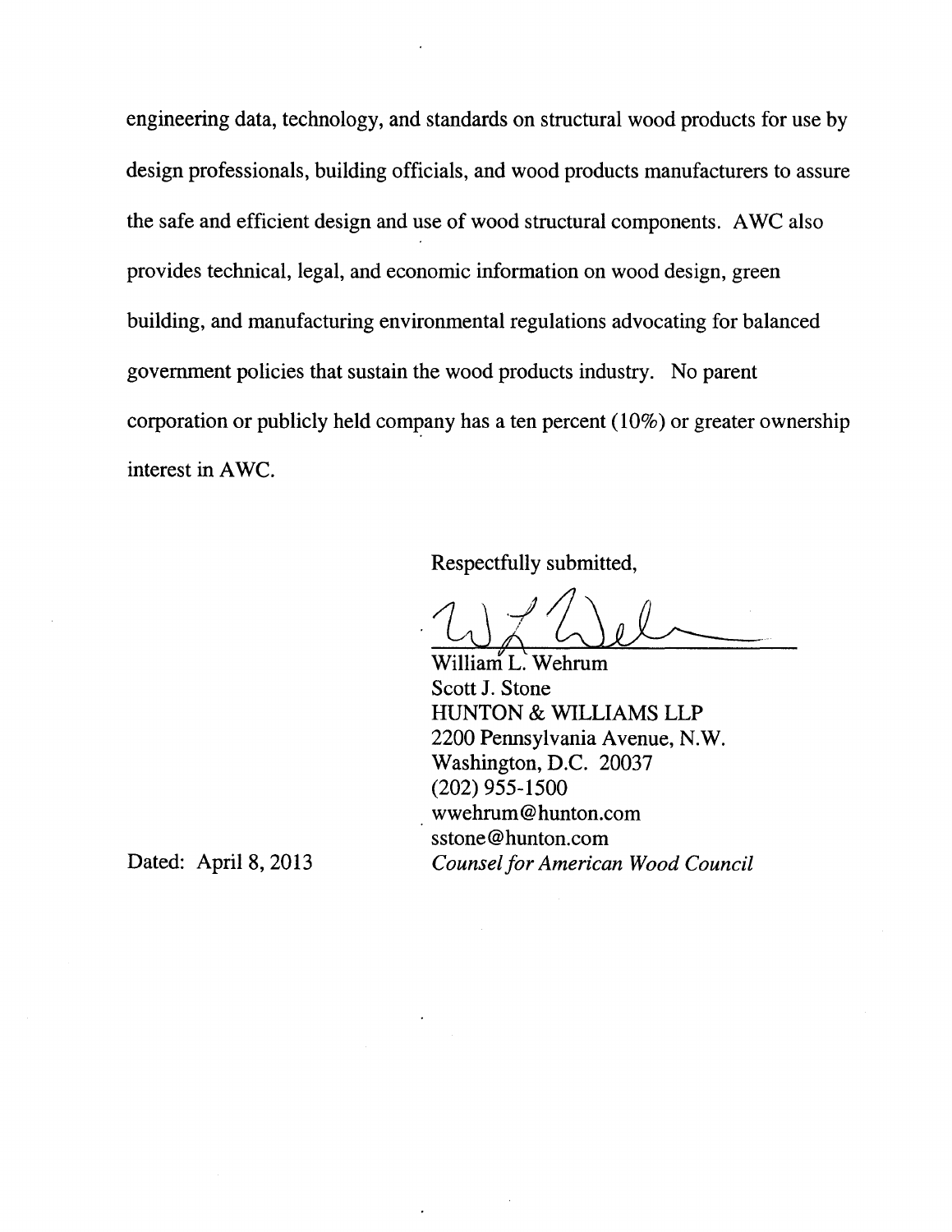engineering data, technology, and standards on structural wood products for use by design professionals, building officials, and wood products manufacturers to assure the safe and efficient design and use of wood structural components. AWC also provides technical, legal, and economic information on wood design, green building, and manufacturing environmental regulations advocating for balanced government policies that sustain the wood products industry. No parent corporation or publicly held company has a ten percent (10%) or greater ownership interest in AWC.

Respectfully submitted,

William L. Wehrum
Scott J. Stone
HUNTON & WILLIAMS LLP
2200 Pennsylvania Avenue, N.W.
Washington, D.C. 20037
(202) 955-1500
wwehrum@hunton.com
sstone@hunton.com
*Counsel for American Wood Council*

Dated: April 8, 2013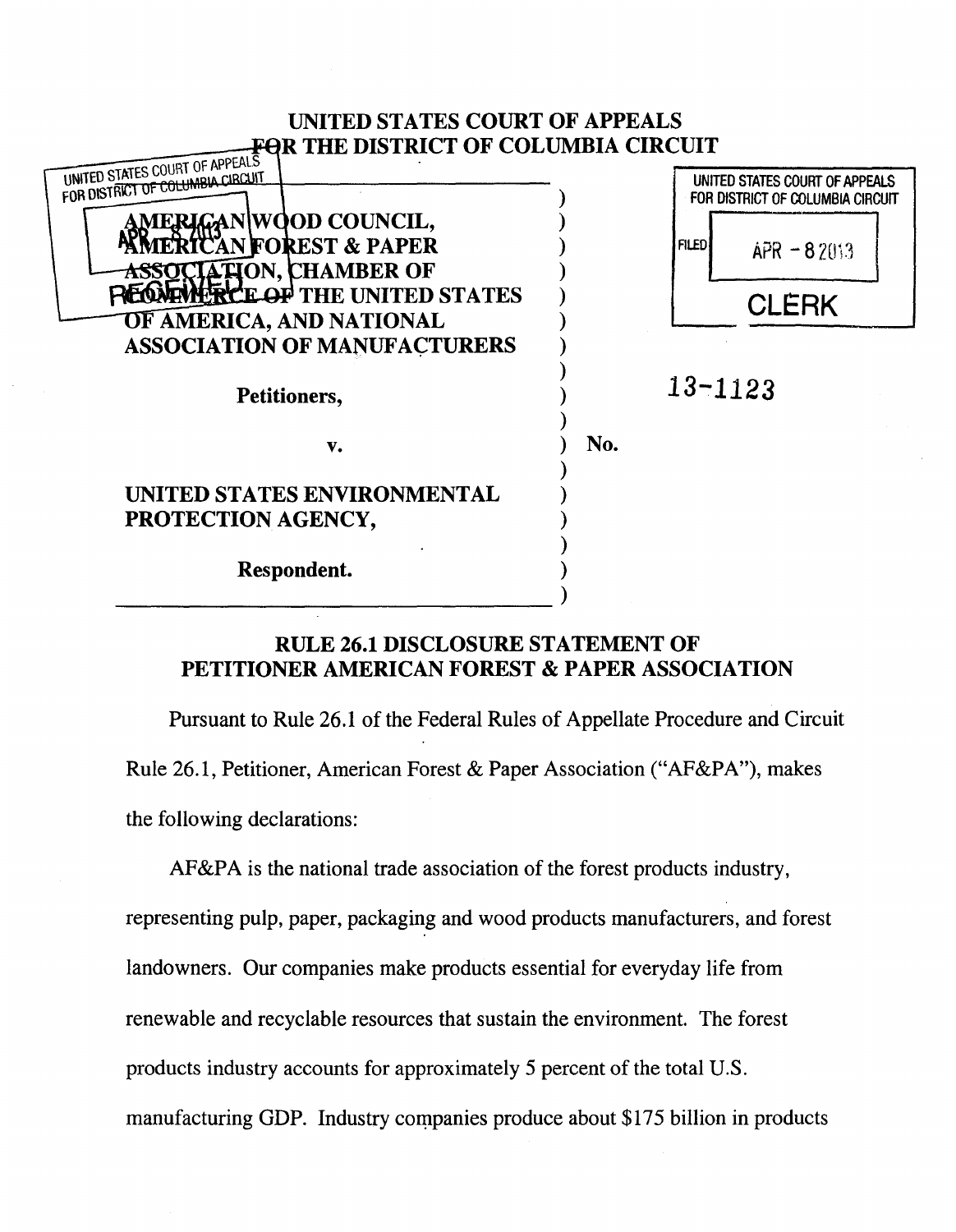**UNITED STATES COURT OF APPEALS FOR THE DISTRICT OF COLUMBIA CIRCUIT**

UNITED STATES COURT OF APPEALS FOR DISTRICT OF COLUMBIA CIRCUIT
RECEIVED APR - 8 2013

UNITED STATES COURT OF APPEALS FOR DISTRICT OF COLUMBIA CIRCUIT
FILED APR - 8 2013
CLERK

| | | |
|---|---|---|
| **AMERICAN WOOD COUNCIL, AMERICAN FOREST & PAPER ASSOCIATION, CHAMBER OF COMMERCE OF THE UNITED STATES OF AMERICA, AND NATIONAL ASSOCIATION OF MANUFACTURERS** | ) | |
| **Petitioners,** | ) | |
| **v.** | ) | No. 13-1123 |
| **UNITED STATES ENVIRONMENTAL PROTECTION AGENCY,** | ) | |
| **Respondent.** | ) | |

## RULE 26.1 DISCLOSURE STATEMENT OF PETITIONER AMERICAN FOREST & PAPER ASSOCIATION

Pursuant to Rule 26.1 of the Federal Rules of Appellate Procedure and Circuit Rule 26.1, Petitioner, American Forest & Paper Association ("AF&PA"), makes the following declarations:

AF&PA is the national trade association of the forest products industry, representing pulp, paper, packaging and wood products manufacturers, and forest landowners. Our companies make products essential for everyday life from renewable and recyclable resources that sustain the environment. The forest products industry accounts for approximately 5 percent of the total U.S. manufacturing GDP. Industry companies produce about $175 billion in products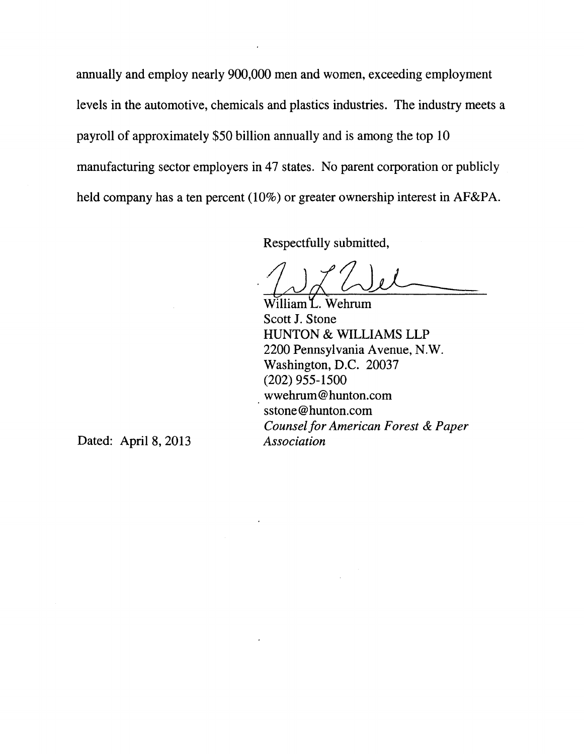annually and employ nearly 900,000 men and women, exceeding employment levels in the automotive, chemicals and plastics industries. The industry meets a payroll of approximately $50 billion annually and is among the top 10 manufacturing sector employers in 47 states. No parent corporation or publicly held company has a ten percent (10%) or greater ownership interest in AF&PA.

Respectfully submitted,

William L. Wehrum
Scott J. Stone
HUNTON & WILLIAMS LLP
2200 Pennsylvania Avenue, N.W.
Washington, D.C. 20037
(202) 955-1500
wwehrum@hunton.com
sstone@hunton.com
*Counsel for American Forest & Paper Association*

Dated: April 8, 2013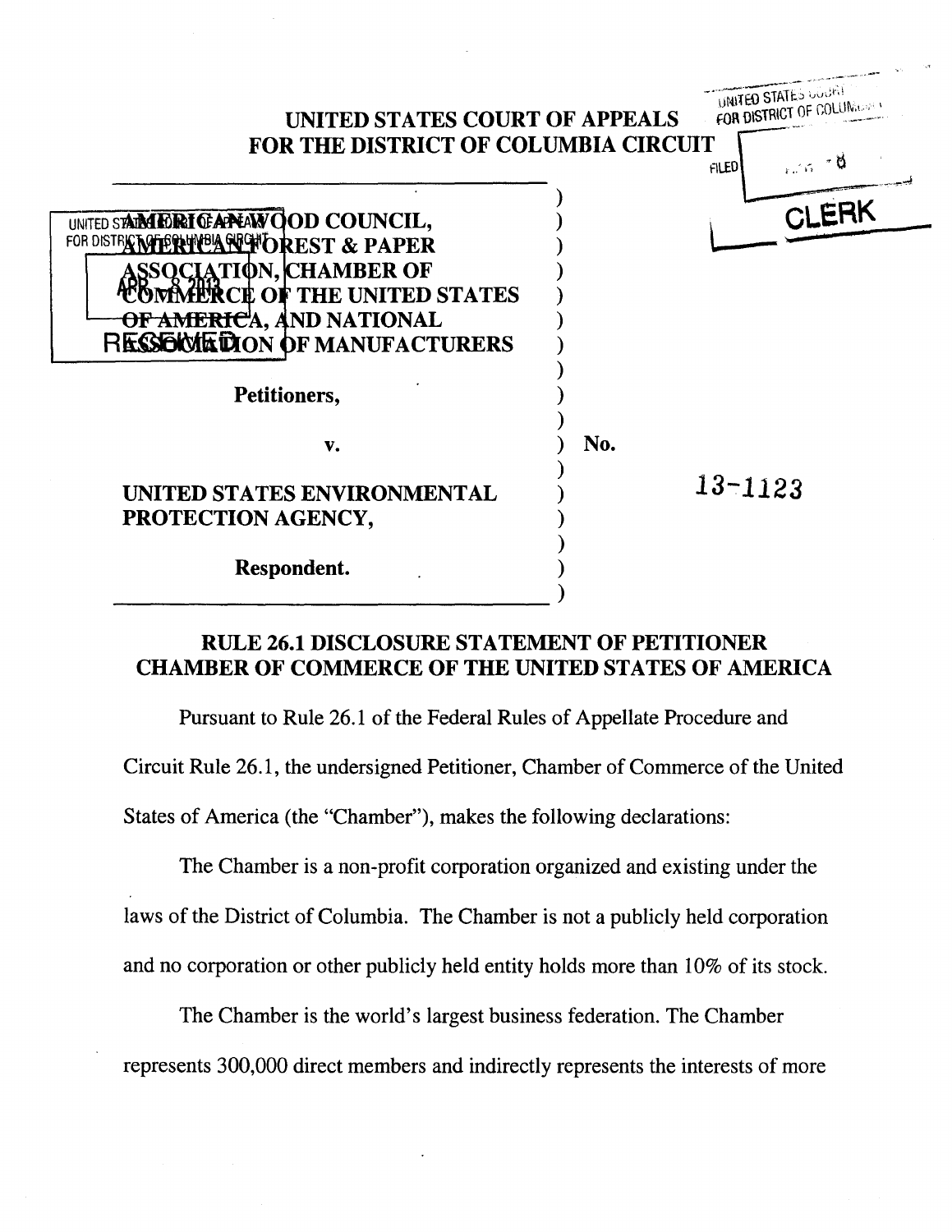UNITED STATES COURT OF APPEALS
FOR THE DISTRICT OF COLUMBIA CIRCUIT

| | | |
|---|---|---|
| AMERICAN WOOD COUNCIL, AMERICAN FOREST & PAPER ASSOCIATION, CHAMBER OF COMMERCE OF THE UNITED STATES OF AMERICA, AND NATIONAL ASSOCIATION OF MANUFACTURERS | ) | |
| Petitioners, | ) | |
| v. | ) | No. 13-1123 |
| UNITED STATES ENVIRONMENTAL PROTECTION AGENCY, | ) | |
| Respondent. | ) | |

## RULE 26.1 DISCLOSURE STATEMENT OF PETITIONER CHAMBER OF COMMERCE OF THE UNITED STATES OF AMERICA

Pursuant to Rule 26.1 of the Federal Rules of Appellate Procedure and Circuit Rule 26.1, the undersigned Petitioner, Chamber of Commerce of the United States of America (the "Chamber"), makes the following declarations:

The Chamber is a non-profit corporation organized and existing under the laws of the District of Columbia. The Chamber is not a publicly held corporation and no corporation or other publicly held entity holds more than 10% of its stock.

The Chamber is the world's largest business federation. The Chamber represents 300,000 direct members and indirectly represents the interests of more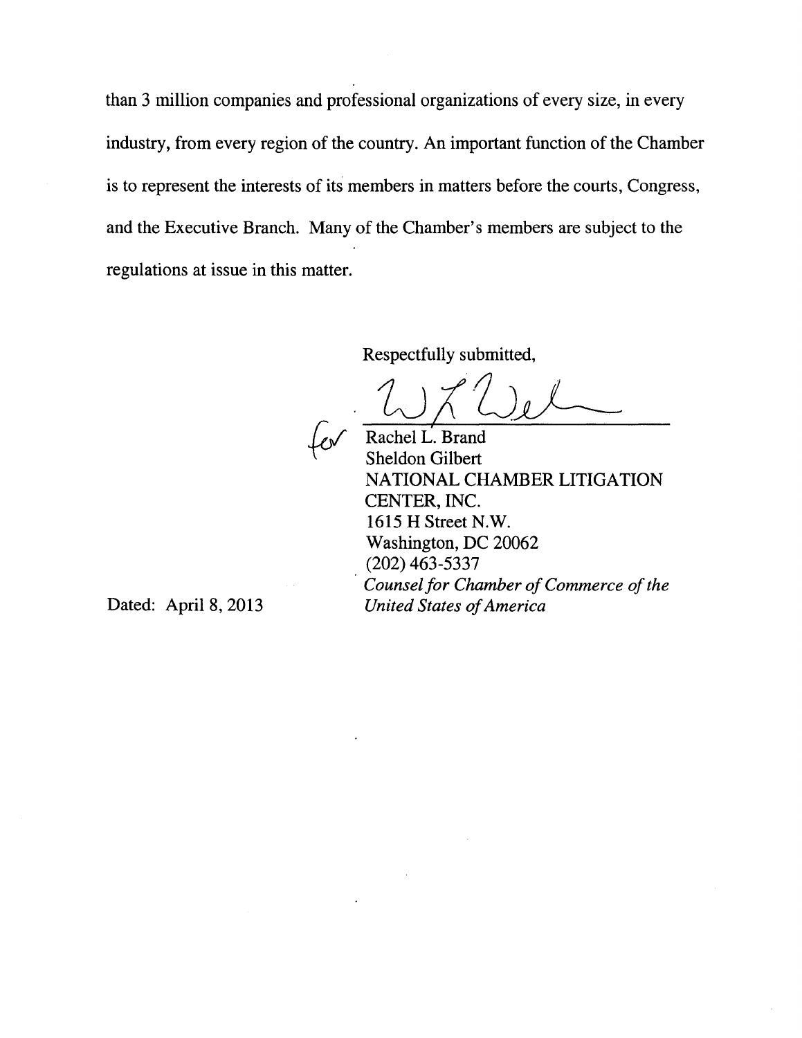than 3 million companies and professional organizations of every size, in every industry, from every region of the country. An important function of the Chamber is to represent the interests of its members in matters before the courts, Congress, and the Executive Branch. Many of the Chamber's members are subject to the regulations at issue in this matter.

Respectfully submitted,

for Rachel L. Brand
Sheldon Gilbert
NATIONAL CHAMBER LITIGATION CENTER, INC.
1615 H Street N.W.
Washington, DC 20062
(202) 463-5337
*Counsel for Chamber of Commerce of the United States of America*

Dated: April 8, 2013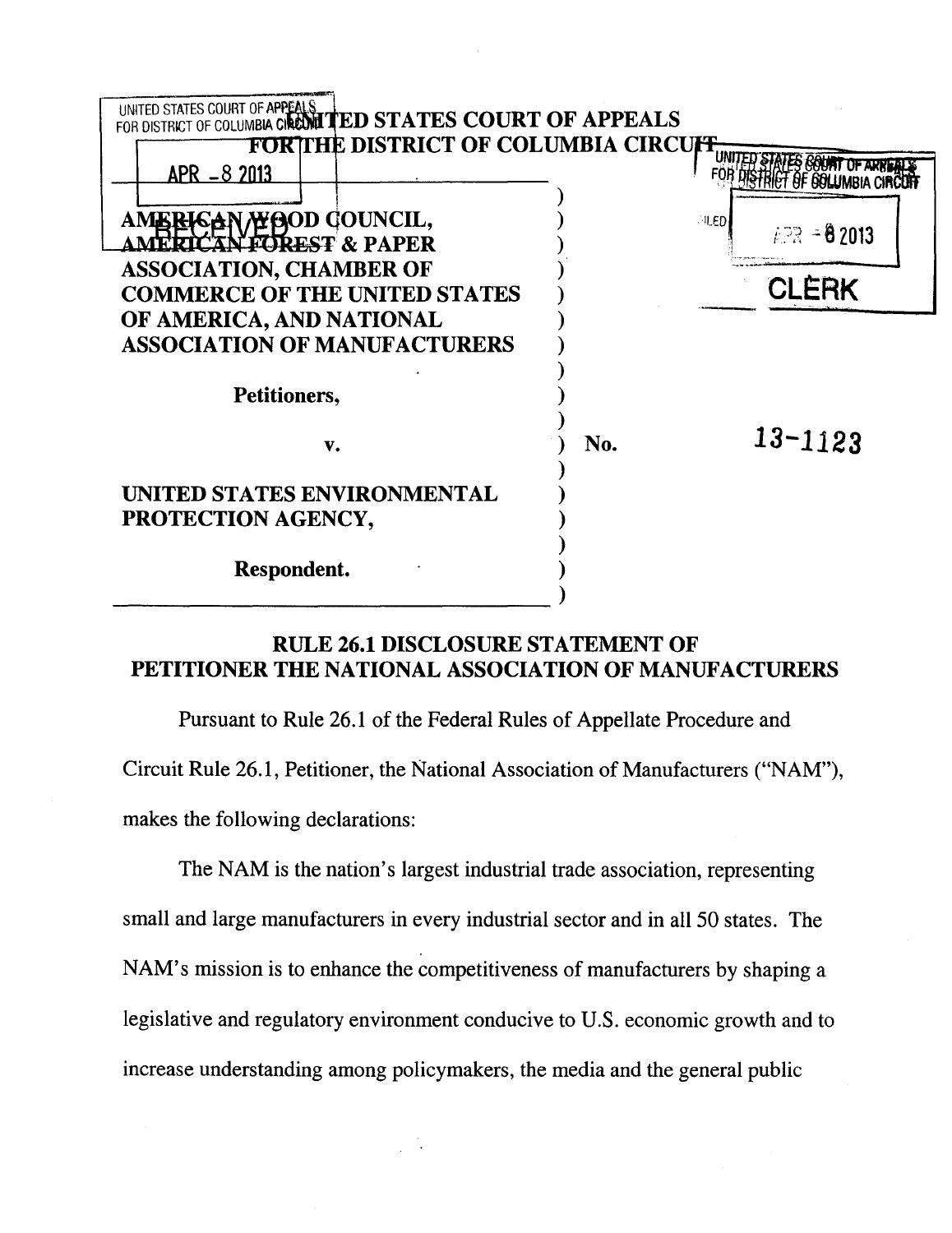UNITED STATES COURT OF APPEALS
FOR DISTRICT OF COLUMBIA CIRCUIT

APR - 8 2013

RECEIVED

UNITED STATES COURT OF APPEALS
FOR DISTRICT OF COLUMBIA CIRCUIT

FILED APR - 8 2013

CLERK

# UNITED STATES COURT OF APPEALS FOR THE DISTRICT OF COLUMBIA CIRCUIT

**AMERICAN WOOD COUNCIL, AMERICAN FOREST & PAPER ASSOCIATION, CHAMBER OF COMMERCE OF THE UNITED STATES OF AMERICA, AND NATIONAL ASSOCIATION OF MANUFACTURERS**

**Petitioners,**

**v.**

**UNITED STATES ENVIRONMENTAL PROTECTION AGENCY,**

**Respondent.**

**No.** 13-1123

## RULE 26.1 DISCLOSURE STATEMENT OF PETITIONER THE NATIONAL ASSOCIATION OF MANUFACTURERS

Pursuant to Rule 26.1 of the Federal Rules of Appellate Procedure and Circuit Rule 26.1, Petitioner, the National Association of Manufacturers ("NAM"), makes the following declarations:

The NAM is the nation's largest industrial trade association, representing small and large manufacturers in every industrial sector and in all 50 states. The NAM's mission is to enhance the competitiveness of manufacturers by shaping a legislative and regulatory environment conducive to U.S. economic growth and to increase understanding among policymakers, the media and the general public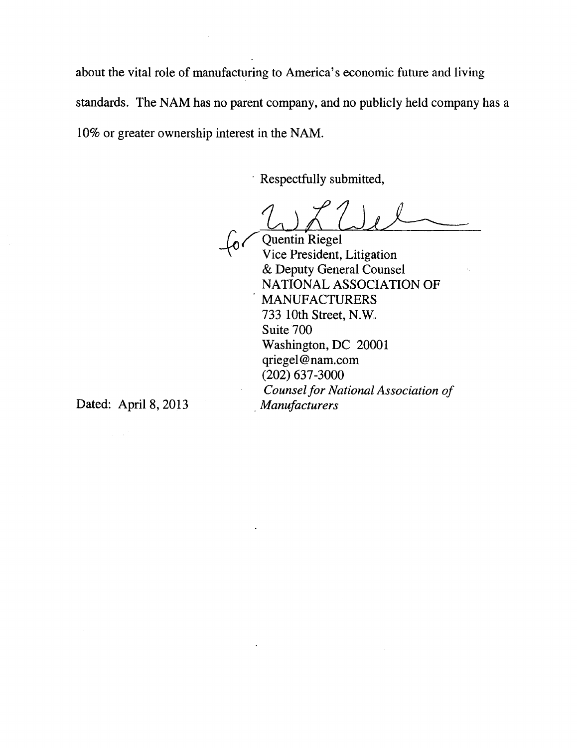about the vital role of manufacturing to America's economic future and living standards. The NAM has no parent company, and no publicly held company has a 10% or greater ownership interest in the NAM.

Respectfully submitted,

for Quentin Riegel
Vice President, Litigation
& Deputy General Counsel
NATIONAL ASSOCIATION OF
MANUFACTURERS
733 10th Street, N.W.
Suite 700
Washington, DC 20001
qriegel@nam.com
(202) 637-3000
*Counsel for National Association of Manufacturers*

Dated: April 8, 2013